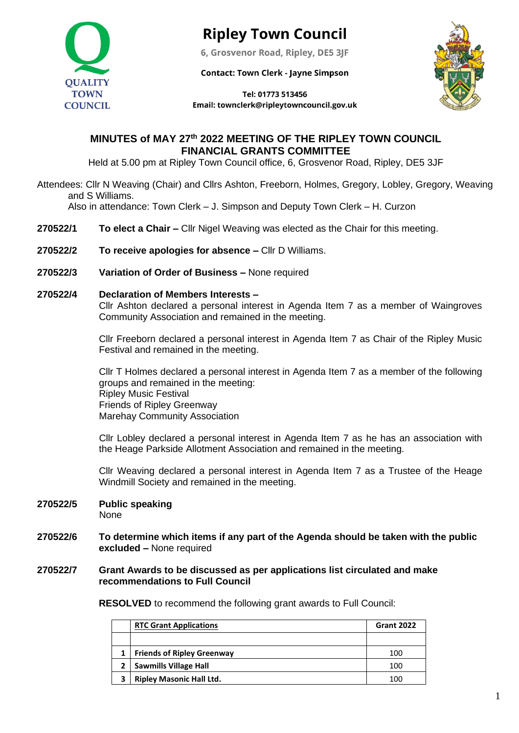# Ripley Town Council

6, Grosvenor Road, Ripley, DE5 3JF

Contact: Town Clerk - Jayne Simpson

Tel: 01773 513456

Email: townclerk@ripleytowncouncil.gov.uk

QUALITY TOWN COUNCIL

## MINUTES of MAY 27th 2022 MEETING OF THE RIPLEY TOWN COUNCIL FINANCIAL GRANTS COMMITTEE

Held at 5.00 pm at Ripley Town Council office, 6, Grosvenor Road, Ripley, DE5 3JF

Attendees: Cllr N Weaving (Chair) and Cllrs Ashton, Freeborn, Holmes, Gregory, Lobley, Gregory, Weaving and S Williams.
Also in attendance: Town Clerk – J. Simpson and Deputy Town Clerk – H. Curzon

**270522/1** **To elect a Chair –** Cllr Nigel Weaving was elected as the Chair for this meeting.

**270522/2** **To receive apologies for absence –** Cllr D Williams.

**270522/3** **Variation of Order of Business –** None required

**270522/4** **Declaration of Members Interests –**
Cllr Ashton declared a personal interest in Agenda Item 7 as a member of Waingroves Community Association and remained in the meeting.

Cllr Freeborn declared a personal interest in Agenda Item 7 as Chair of the Ripley Music Festival and remained in the meeting.

Cllr T Holmes declared a personal interest in Agenda Item 7 as a member of the following groups and remained in the meeting:
Ripley Music Festival
Friends of Ripley Greenway
Marehay Community Association

Cllr Lobley declared a personal interest in Agenda Item 7 as he has an association with the Heage Parkside Allotment Association and remained in the meeting.

Cllr Weaving declared a personal interest in Agenda Item 7 as a Trustee of the Heage Windmill Society and remained in the meeting.

**270522/5** **Public speaking**
None

**270522/6** **To determine which items if any part of the Agenda should be taken with the public excluded –** None required

**270522/7** **Grant Awards to be discussed as per applications list circulated and make recommendations to Full Council**

**RESOLVED** to recommend the following grant awards to Full Council:

| | **RTC Grant Applications** | **Grant 2022** |
|---|---|---|
| | | |
| **1** | **Friends of Ripley Greenway** | 100 |
| **2** | **Sawmills Village Hall** | 100 |
| **3** | **Ripley Masonic Hall Ltd.** | 100 |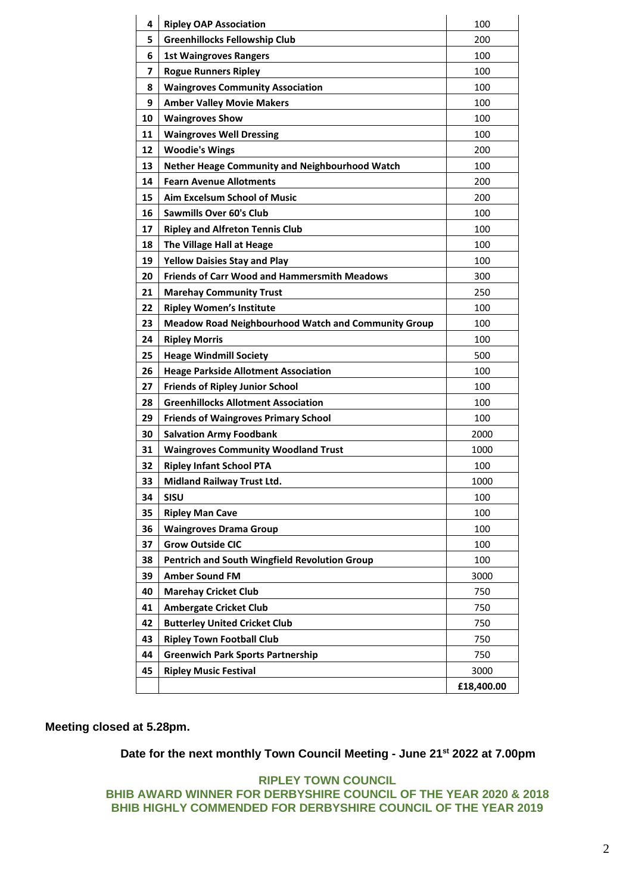| | | |
|---|---|---|
| 4 | **Ripley OAP Association** | 100 |
| 5 | **Greenhillocks Fellowship Club** | 200 |
| 6 | **1st Waingroves Rangers** | 100 |
| 7 | **Rogue Runners Ripley** | 100 |
| 8 | **Waingroves Community Association** | 100 |
| 9 | **Amber Valley Movie Makers** | 100 |
| 10 | **Waingroves Show** | 100 |
| 11 | **Waingroves Well Dressing** | 100 |
| 12 | **Woodie's Wings** | 200 |
| 13 | **Nether Heage Community and Neighbourhood Watch** | 100 |
| 14 | **Fearn Avenue Allotments** | 200 |
| 15 | **Aim Excelsum School of Music** | 200 |
| 16 | **Sawmills Over 60's Club** | 100 |
| 17 | **Ripley and Alfreton Tennis Club** | 100 |
| 18 | **The Village Hall at Heage** | 100 |
| 19 | **Yellow Daisies Stay and Play** | 100 |
| 20 | **Friends of Carr Wood and Hammersmith Meadows** | 300 |
| 21 | **Marehay Community Trust** | 250 |
| 22 | **Ripley Women's Institute** | 100 |
| 23 | **Meadow Road Neighbourhood Watch and Community Group** | 100 |
| 24 | **Ripley Morris** | 100 |
| 25 | **Heage Windmill Society** | 500 |
| 26 | **Heage Parkside Allotment Association** | 100 |
| 27 | **Friends of Ripley Junior School** | 100 |
| 28 | **Greenhillocks Allotment Association** | 100 |
| 29 | **Friends of Waingroves Primary School** | 100 |
| 30 | **Salvation Army Foodbank** | 2000 |
| 31 | **Waingroves Community Woodland Trust** | 1000 |
| 32 | **Ripley Infant School PTA** | 100 |
| 33 | **Midland Railway Trust Ltd.** | 1000 |
| 34 | **SISU** | 100 |
| 35 | **Ripley Man Cave** | 100 |
| 36 | **Waingroves Drama Group** | 100 |
| 37 | **Grow Outside CIC** | 100 |
| 38 | **Pentrich and South Wingfield Revolution Group** | 100 |
| 39 | **Amber Sound FM** | 3000 |
| 40 | **Marehay Cricket Club** | 750 |
| 41 | **Ambergate Cricket Club** | 750 |
| 42 | **Butterley United Cricket Club** | 750 |
| 43 | **Ripley Town Football Club** | 750 |
| 44 | **Greenwich Park Sports Partnership** | 750 |
| 45 | **Ripley Music Festival** | 3000 |
| | | **£18,400.00** |

**Meeting closed at 5.28pm.**

**Date for the next monthly Town Council Meeting - June 21st 2022 at 7.00pm**

**RIPLEY TOWN COUNCIL**
**BHIB AWARD WINNER FOR DERBYSHIRE COUNCIL OF THE YEAR 2020 & 2018**
**BHIB HIGHLY COMMENDED FOR DERBYSHIRE COUNCIL OF THE YEAR 2019**